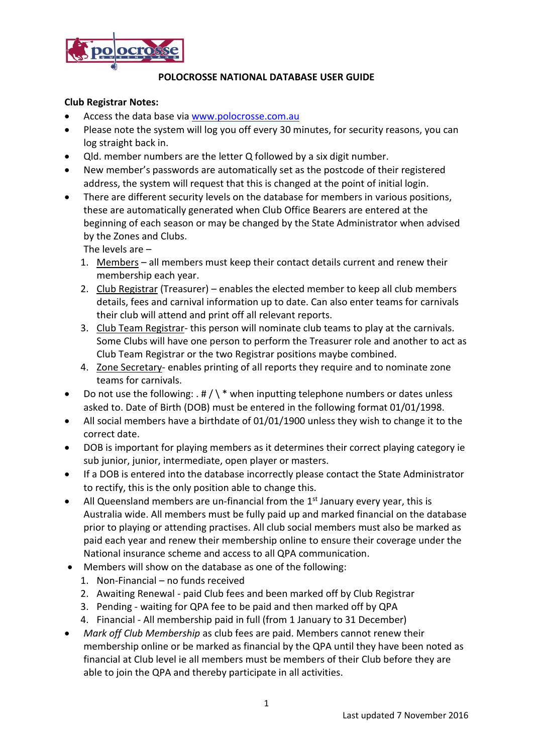# POLOCROSSE NATIONAL DATABASE USER GUIDE

**Club Registrar Notes:**

- Access the data base via www.polocrosse.com.au
- Please note the system will log you off every 30 minutes, for security reasons, you can log straight back in.
- Qld. member numbers are the letter Q followed by a six digit number.
- New member's passwords are automatically set as the postcode of their registered address, the system will request that this is changed at the point of initial login.
- There are different security levels on the database for members in various positions, these are automatically generated when Club Office Bearers are entered at the beginning of each season or may be changed by the State Administrator when advised by the Zones and Clubs.
  The levels are –
  1. Members – all members must keep their contact details current and renew their membership each year.
  2. Club Registrar (Treasurer) – enables the elected member to keep all club members details, fees and carnival information up to date. Can also enter teams for carnivals their club will attend and print off all relevant reports.
  3. Club Team Registrar- this person will nominate club teams to play at the carnivals. Some Clubs will have one person to perform the Treasurer role and another to act as Club Team Registrar or the two Registrar positions maybe combined.
  4. Zone Secretary- enables printing of all reports they require and to nominate zone teams for carnivals.
- Do not use the following: . # / \ * when inputting telephone numbers or dates unless asked to. Date of Birth (DOB) must be entered in the following format 01/01/1998.
- All social members have a birthdate of 01/01/1900 unless they wish to change it to the correct date.
- DOB is important for playing members as it determines their correct playing category ie sub junior, junior, intermediate, open player or masters.
- If a DOB is entered into the database incorrectly please contact the State Administrator to rectify, this is the only position able to change this.
- All Queensland members are un-financial from the 1st January every year, this is Australia wide. All members must be fully paid up and marked financial on the database prior to playing or attending practises. All club social members must also be marked as paid each year and renew their membership online to ensure their coverage under the National insurance scheme and access to all QPA communication.
- Members will show on the database as one of the following:
  1. Non-Financial – no funds received
  2. Awaiting Renewal - paid Club fees and been marked off by Club Registrar
  3. Pending - waiting for QPA fee to be paid and then marked off by QPA
  4. Financial - All membership paid in full (from 1 January to 31 December)
- *Mark off Club Membership* as club fees are paid. Members cannot renew their membership online or be marked as financial by the QPA until they have been noted as financial at Club level ie all members must be members of their Club before they are able to join the QPA and thereby participate in all activities.

Last updated 7 November 2016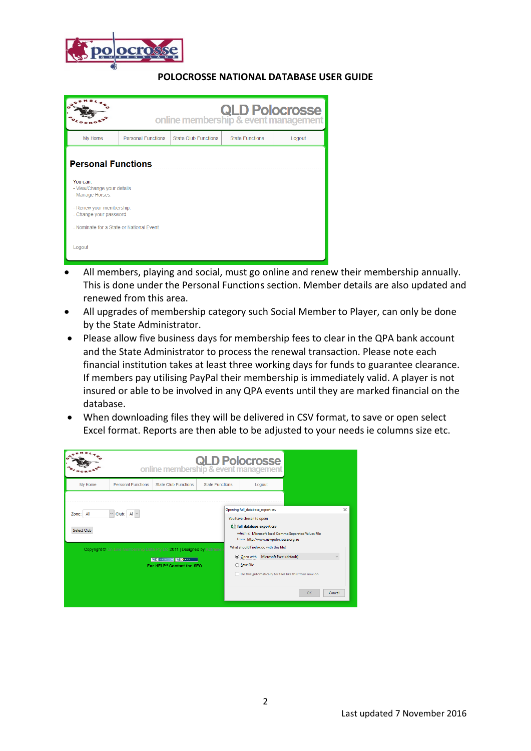# POLOCROSSE NATIONAL DATABASE USER GUIDE

- All members, playing and social, must go online and renew their membership annually. This is done under the Personal Functions section. Member details are also updated and renewed from this area.
- All upgrades of membership category such Social Member to Player, can only be done by the State Administrator.
- Please allow five business days for membership fees to clear in the QPA bank account and the State Administrator to process the renewal transaction. Please note each financial institution takes at least three working days for funds to guarantee clearance. If members pay utilising PayPal their membership is immediately valid. A player is not insured or able to be involved in any QPA events until they are marked financial on the database.
- When downloading files they will be delivered in CSV format, to save or open select Excel format. Reports are then able to be adjusted to your needs ie columns size etc.

Last updated 7 November 2016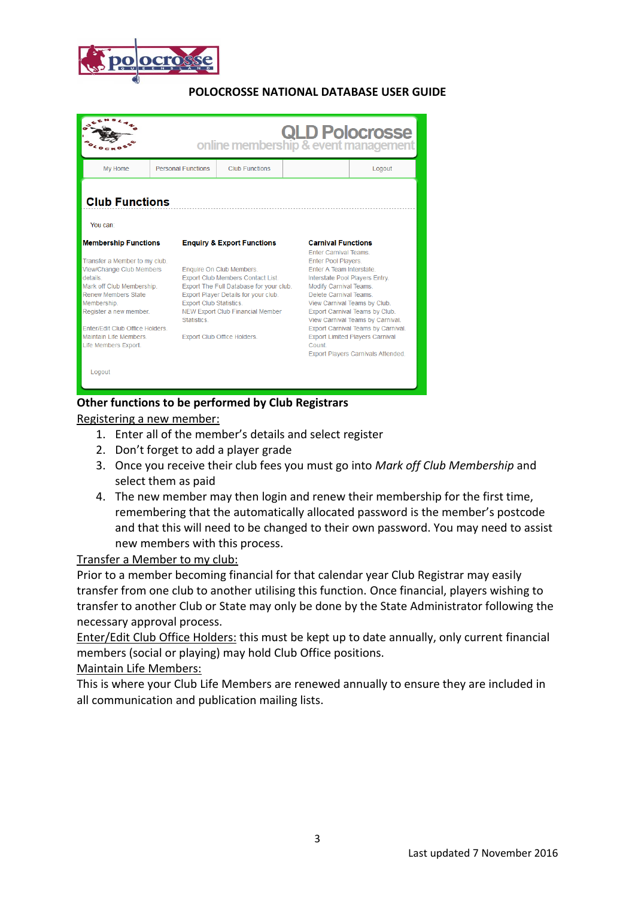POLOCROSSE NATIONAL DATABASE USER GUIDE

QLD Polocrosse
online membership & event management

My Home | Personal Functions | Club Functions | Logout

**Club Functions**

You can:

**Membership Functions**

Transfer a Member to my club.
View/Change Club Members details.
Mark off Club Membership.
Renew Members State Membership.
Register a new member.

Enter/Edit Club Office Holders.
Maintain Life Members.
Life Members Export.

**Enquiry & Export Functions**

Enquire On Club Members.
Export Club Members Contact List.
Export The Full Database for your club.
Export Player Details for your club.
Export Club Statistics.
NEW Export Club Financial Member Statistics.

Export Club Office Holders.

**Carnival Functions**

Enter Carnival Teams.
Enter Pool Players.
Enter A Team Interstate.
Interstate Pool Players Entry.
Modify Carnival Teams.
Delete Carnival Teams.
View Carnival Teams by Club.
Export Carnival Teams by Club.
View Carnival Teams by Carnival.
Export Carnival Teams by Carnival.
Export Limited Players Carnival Count.
Export Players Carnivals Attended.

Logout

**Other functions to be performed by Club Registrars**

Registering a new member:

1. Enter all of the member's details and select register
2. Don't forget to add a player grade
3. Once you receive their club fees you must go into *Mark off Club Membership* and select them as paid
4. The new member may then login and renew their membership for the first time, remembering that the automatically allocated password is the member's postcode and that this will need to be changed to their own password. You may need to assist new members with this process.

Transfer a Member to my club:

Prior to a member becoming financial for that calendar year Club Registrar may easily transfer from one club to another utilising this function. Once financial, players wishing to transfer to another Club or State may only be done by the State Administrator following the necessary approval process.

Enter/Edit Club Office Holders: this must be kept up to date annually, only current financial members (social or playing) may hold Club Office positions.

Maintain Life Members:

This is where your Club Life Members are renewed annually to ensure they are included in all communication and publication mailing lists.

Last updated 7 November 2016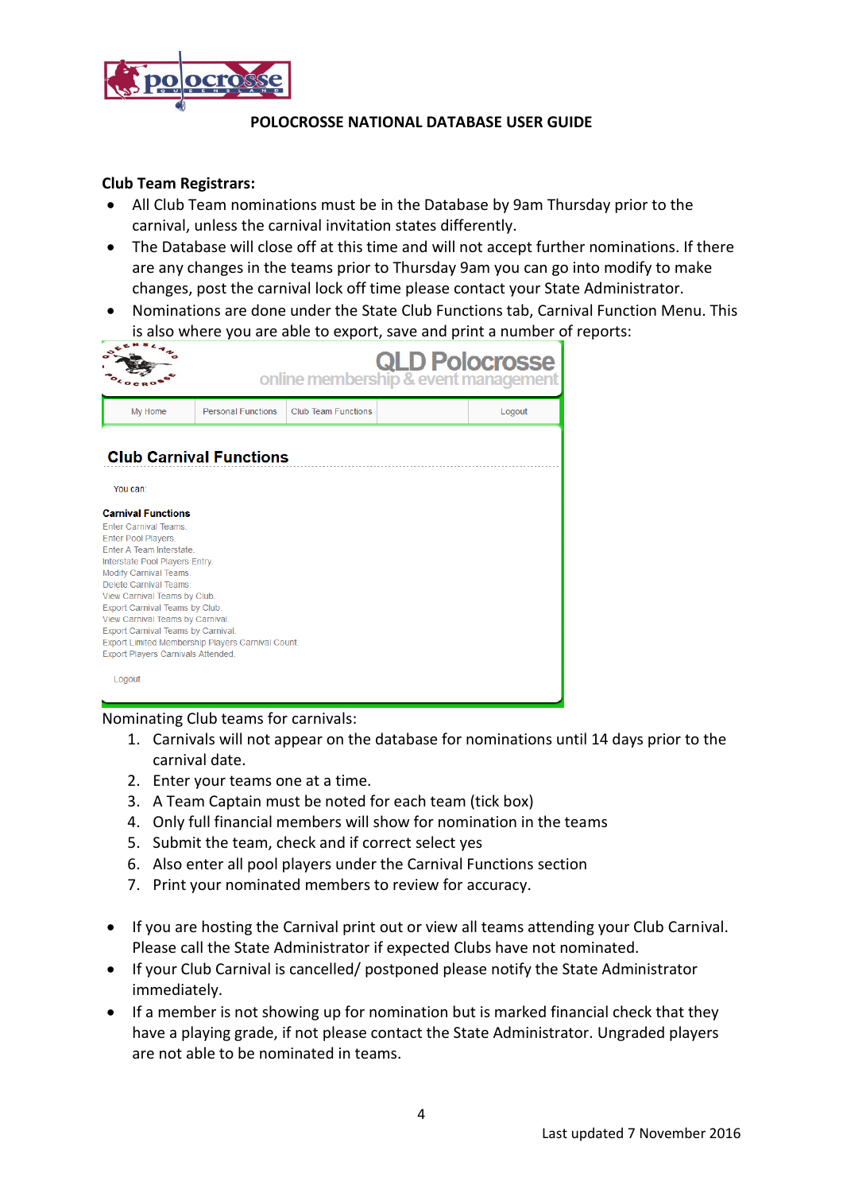POLOCROSSE NATIONAL DATABASE USER GUIDE

**Club Team Registrars:**

- All Club Team nominations must be in the Database by 9am Thursday prior to the carnival, unless the carnival invitation states differently.
- The Database will close off at this time and will not accept further nominations. If there are any changes in the teams prior to Thursday 9am you can go into modify to make changes, post the carnival lock off time please contact your State Administrator.
- Nominations are done under the State Club Functions tab, Carnival Function Menu. This is also where you are able to export, save and print a number of reports:

QLD Polocrosse
online membership & event management

My Home | Personal Functions | Club Team Functions | Logout

**Club Carnival Functions**

You can:

**Carnival Functions**
Enter Carnival Teams.
Enter Pool Players.
Enter A Team Interstate.
Interstate Pool Players Entry.
Modify Carnival Teams.
Delete Carnival Teams.
View Carnival Teams by Club.
Export Carnival Teams by Club.
View Carnival Teams by Carnival.
Export Carnival Teams by Carnival.
Export Limited Membership Players Carnival Count.
Export Players Carnivals Attended.

Logout

Nominating Club teams for carnivals:

1. Carnivals will not appear on the database for nominations until 14 days prior to the carnival date.
2. Enter your teams one at a time.
3. A Team Captain must be noted for each team (tick box)
4. Only full financial members will show for nomination in the teams
5. Submit the team, check and if correct select yes
6. Also enter all pool players under the Carnival Functions section
7. Print your nominated members to review for accuracy.

- If you are hosting the Carnival print out or view all teams attending your Club Carnival. Please call the State Administrator if expected Clubs have not nominated.
- If your Club Carnival is cancelled/ postponed please notify the State Administrator immediately.
- If a member is not showing up for nomination but is marked financial check that they have a playing grade, if not please contact the State Administrator. Ungraded players are not able to be nominated in teams.

Last updated 7 November 2016